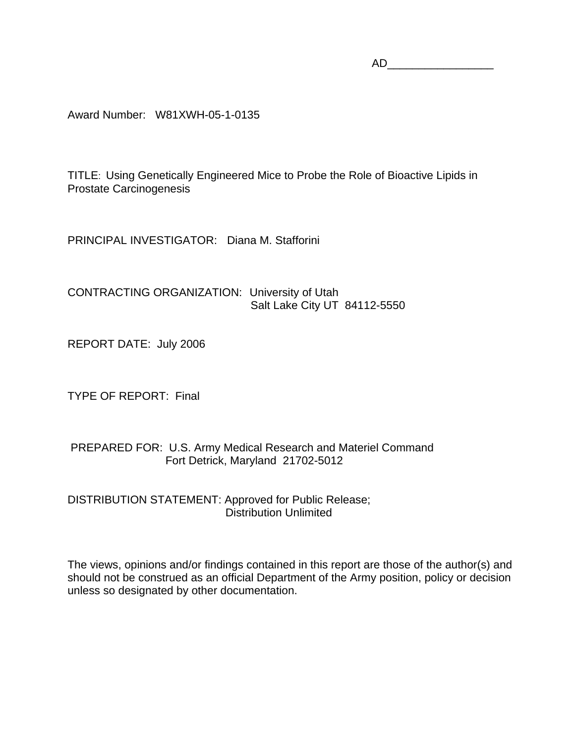AD_________________

Award Number: W81XWH-05-1-0135

TITLE: Using Genetically Engineered Mice to Probe the Role of Bioactive Lipids in Prostate Carcinogenesis

PRINCIPAL INVESTIGATOR: Diana M. Stafforini

CONTRACTING ORGANIZATION: University of Utah
Salt Lake City UT 84112-5550

REPORT DATE: July 2006

TYPE OF REPORT: Final

PREPARED FOR: U.S. Army Medical Research and Materiel Command
Fort Detrick, Maryland 21702-5012

DISTRIBUTION STATEMENT: Approved for Public Release;
Distribution Unlimited

The views, opinions and/or findings contained in this report are those of the author(s) and should not be construed as an official Department of the Army position, policy or decision unless so designated by other documentation.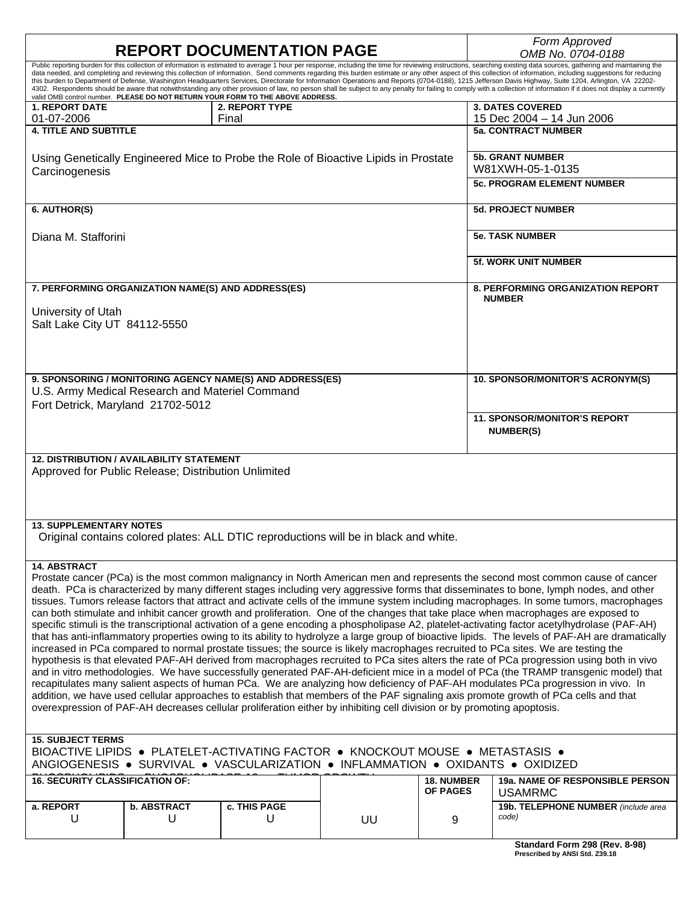# REPORT DOCUMENTATION PAGE

*Form Approved*
*OMB No. 0704-0188*

Public reporting burden for this collection of information is estimated to average 1 hour per response, including the time for reviewing instructions, searching existing data sources, gathering and maintaining the data needed, and completing and reviewing this collection of information. Send comments regarding this burden estimate or any other aspect of this collection of information, including suggestions for reducing this burden to Department of Defense, Washington Headquarters Services, Directorate for Information Operations and Reports (0704-0188), 1215 Jefferson Davis Highway, Suite 1204, Arlington, VA 22202-4302. Respondents should be aware that notwithstanding any other provision of law, no person shall be subject to any penalty for failing to comply with a collection of information if it does not display a currently valid OMB control number. **PLEASE DO NOT RETURN YOUR FORM TO THE ABOVE ADDRESS.**

| **1. REPORT DATE** | **2. REPORT TYPE** | **3. DATES COVERED** |
|---|---|---|
| 01-07-2006 | Final | 15 Dec 2004 – 14 Jun 2006 |

**4. TITLE AND SUBTITLE**

Using Genetically Engineered Mice to Probe the Role of Bioactive Lipids in Prostate Carcinogenesis

**5a. CONTRACT NUMBER**

**5b. GRANT NUMBER**
W81XWH-05-1-0135

**5c. PROGRAM ELEMENT NUMBER**

**6. AUTHOR(S)**

Diana M. Stafforini

**5d. PROJECT NUMBER**

**5e. TASK NUMBER**

**5f. WORK UNIT NUMBER**

**7. PERFORMING ORGANIZATION NAME(S) AND ADDRESS(ES)**

University of Utah
Salt Lake City UT 84112-5550

**8. PERFORMING ORGANIZATION REPORT NUMBER**

**9. SPONSORING / MONITORING AGENCY NAME(S) AND ADDRESS(ES)**
U.S. Army Medical Research and Materiel Command
Fort Detrick, Maryland 21702-5012

**10. SPONSOR/MONITOR'S ACRONYM(S)**

**11. SPONSOR/MONITOR'S REPORT NUMBER(S)**

**12. DISTRIBUTION / AVAILABILITY STATEMENT**
Approved for Public Release; Distribution Unlimited

**13. SUPPLEMENTARY NOTES**
Original contains colored plates: ALL DTIC reproductions will be in black and white.

**14. ABSTRACT**
Prostate cancer (PCa) is the most common malignancy in North American men and represents the second most common cause of cancer death. PCa is characterized by many different stages including very aggressive forms that disseminates to bone, lymph nodes, and other tissues. Tumors release factors that attract and activate cells of the immune system including macrophages. In some tumors, macrophages can both stimulate and inhibit cancer growth and proliferation. One of the changes that take place when macrophages are exposed to specific stimuli is the transcriptional activation of a gene encoding a phospholipase A2, platelet-activating factor acetylhydrolase (PAF-AH) that has anti-inflammatory properties owing to its ability to hydrolyze a large group of bioactive lipids. The levels of PAF-AH are dramatically increased in PCa compared to normal prostate tissues; the source is likely macrophages recruited to PCa sites. We are testing the hypothesis is that elevated PAF-AH derived from macrophages recruited to PCa sites alters the rate of PCa progression using both in vivo and in vitro methodologies. We have successfully generated PAF-AH-deficient mice in a model of PCa (the TRAMP transgenic model) that recapitulates many salient aspects of human PCa. We are analyzing how deficiency of PAF-AH modulates PCa progression in vivo. In addition, we have used cellular approaches to establish that members of the PAF signaling axis promote growth of PCa cells and that overexpression of PAF-AH decreases cellular proliferation either by inhibiting cell division or by promoting apoptosis.

**15. SUBJECT TERMS**
BIOACTIVE LIPIDS ● PLATELET-ACTIVATING FACTOR ● KNOCKOUT MOUSE ● METASTASIS ● ANGIOGENESIS ● SURVIVAL ● VASCULARIZATION ● INFLAMMATION ● OXIDANTS ● OXIDIZED PHOSPHOLIPIDS ● PHOSPHOLIPASE A2 ● TUMOR GROWTH

| **16. SECURITY CLASSIFICATION OF:** | | | **17. LIMITATION OF ABSTRACT** | **18. NUMBER OF PAGES** | **19a. NAME OF RESPONSIBLE PERSON** |
|---|---|---|---|---|---|
| | | | | | USAMRMC |
| **a. REPORT** | **b. ABSTRACT** | **c. THIS PAGE** | | | **19b. TELEPHONE NUMBER** *(include area code)* |
| U | U | U | UU | 9 | |

**Standard Form 298 (Rev. 8-98)**
**Prescribed by ANSI Std. Z39.18**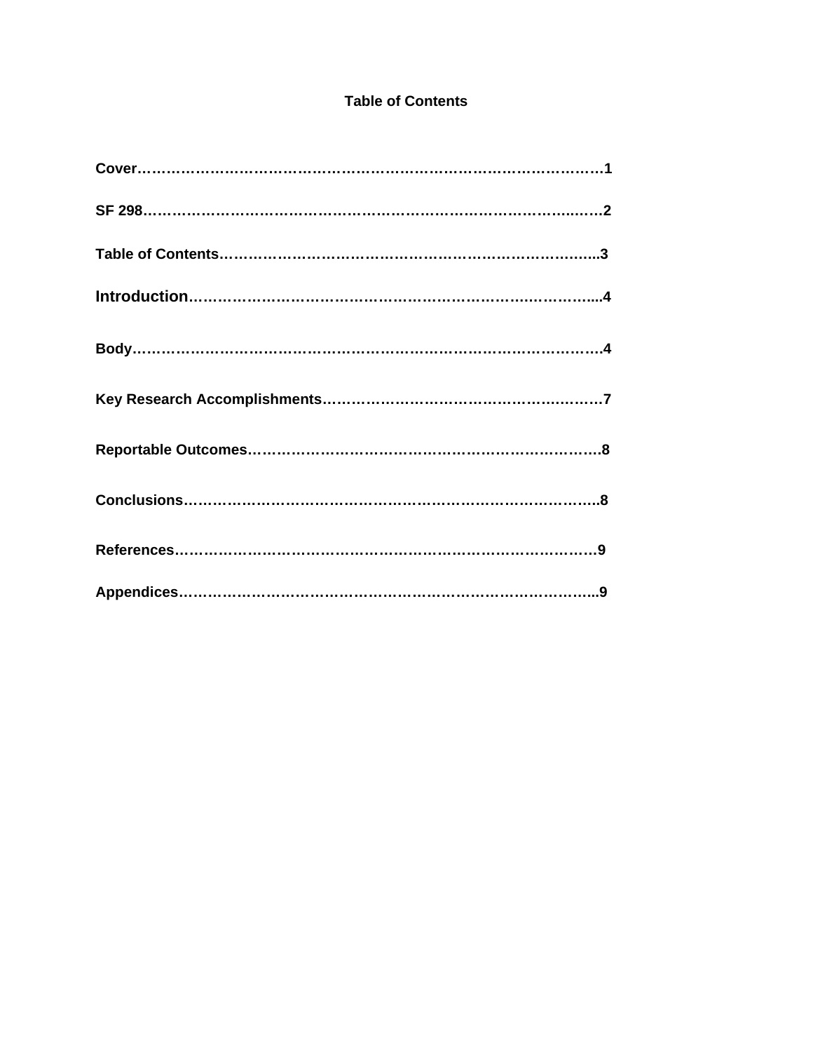# Table of Contents

**Cover**……………………………………………………………………………………1

**SF 298**……………………………………………………………………………..……2

**Table of Contents**……………………………………………………………………...3

**Introduction**……………………………………………………………….…………....4

**Body**……………………………………………………………………………………….4

**Key Research Accomplishments**………………………………………….……….7

**Reportable Outcomes**…………………………………………………………………8

**Conclusions**……………………………………………………………………………..8

**References**………………………………………………………………………………9

**Appendices**……………………………………………………………………………...9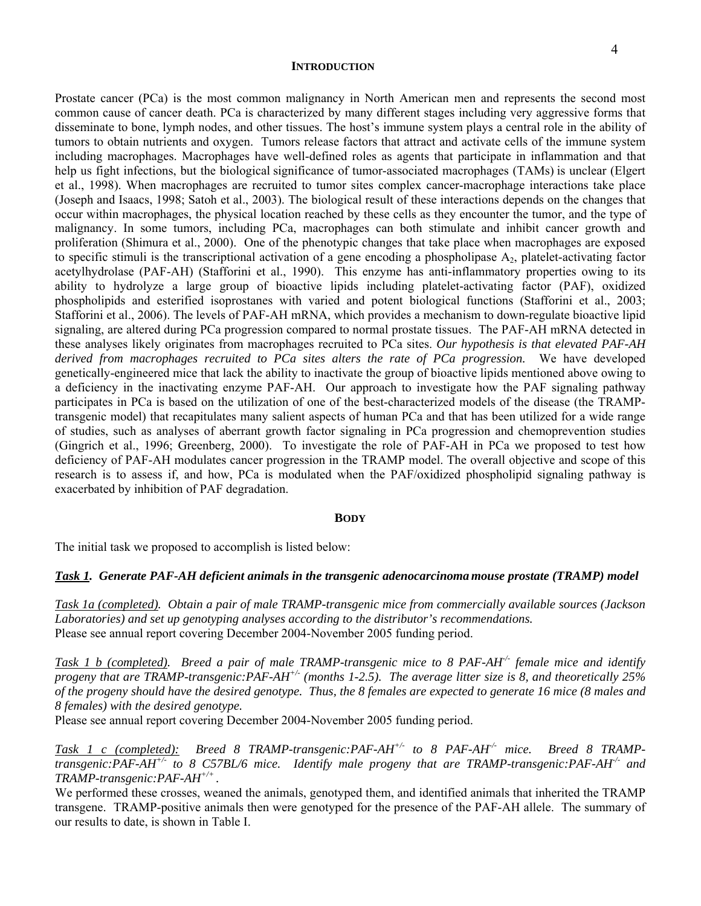## INTRODUCTION

Prostate cancer (PCa) is the most common malignancy in North American men and represents the second most common cause of cancer death. PCa is characterized by many different stages including very aggressive forms that disseminate to bone, lymph nodes, and other tissues. The host's immune system plays a central role in the ability of tumors to obtain nutrients and oxygen. Tumors release factors that attract and activate cells of the immune system including macrophages. Macrophages have well-defined roles as agents that participate in inflammation and that help us fight infections, but the biological significance of tumor-associated macrophages (TAMs) is unclear (Elgert et al., 1998). When macrophages are recruited to tumor sites complex cancer-macrophage interactions take place (Joseph and Isaacs, 1998; Satoh et al., 2003). The biological result of these interactions depends on the changes that occur within macrophages, the physical location reached by these cells as they encounter the tumor, and the type of malignancy. In some tumors, including PCa, macrophages can both stimulate and inhibit cancer growth and proliferation (Shimura et al., 2000). One of the phenotypic changes that take place when macrophages are exposed to specific stimuli is the transcriptional activation of a gene encoding a phospholipase $A_2$, platelet-activating factor acetylhydrolase (PAF-AH) (Stafforini et al., 1990). This enzyme has anti-inflammatory properties owing to its ability to hydrolyze a large group of bioactive lipids including platelet-activating factor (PAF), oxidized phospholipids and esterified isoprostanes with varied and potent biological functions (Stafforini et al., 2003; Stafforini et al., 2006). The levels of PAF-AH mRNA, which provides a mechanism to down-regulate bioactive lipid signaling, are altered during PCa progression compared to normal prostate tissues. The PAF-AH mRNA detected in these analyses likely originates from macrophages recruited to PCa sites. *Our hypothesis is that elevated PAF-AH derived from macrophages recruited to PCa sites alters the rate of PCa progression.* We have developed genetically-engineered mice that lack the ability to inactivate the group of bioactive lipids mentioned above owing to a deficiency in the inactivating enzyme PAF-AH. Our approach to investigate how the PAF signaling pathway participates in PCa is based on the utilization of one of the best-characterized models of the disease (the TRAMP-transgenic model) that recapitulates many salient aspects of human PCa and that has been utilized for a wide range of studies, such as analyses of aberrant growth factor signaling in PCa progression and chemoprevention studies (Gingrich et al., 1996; Greenberg, 2000). To investigate the role of PAF-AH in PCa we proposed to test how deficiency of PAF-AH modulates cancer progression in the TRAMP model. The overall objective and scope of this research is to assess if, and how, PCa is modulated when the PAF/oxidized phospholipid signaling pathway is exacerbated by inhibition of PAF degradation.

## BODY

The initial task we proposed to accomplish is listed below:

***Task 1*. Generate PAF-AH deficient animals in the transgenic adenocarcinoma mouse prostate (TRAMP) model**

*Task 1a (completed). Obtain a pair of male TRAMP-transgenic mice from commercially available sources (Jackson Laboratories) and set up genotyping analyses according to the distributor's recommendations.*
Please see annual report covering December 2004-November 2005 funding period.

*Task 1 b (completed). Breed a pair of male TRAMP-transgenic mice to 8 PAF-AH$^{-/-}$ female mice and identify progeny that are TRAMP-transgenic:PAF-AH$^{+/-}$ (months 1-2.5). The average litter size is 8, and theoretically 25% of the progeny should have the desired genotype. Thus, the 8 females are expected to generate 16 mice (8 males and 8 females) with the desired genotype.*
Please see annual report covering December 2004-November 2005 funding period.

*Task 1 c (completed): Breed 8 TRAMP-transgenic:PAF-AH$^{+/-}$ to 8 PAF-AH$^{-/-}$ mice. Breed 8 TRAMP-transgenic:PAF-AH$^{+/-}$ to 8 C57BL/6 mice. Identify male progeny that are TRAMP-transgenic:PAF-AH$^{-/-}$ and TRAMP-transgenic:PAF-AH$^{+/+}$.*
We performed these crosses, weaned the animals, genotyped them, and identified animals that inherited the TRAMP transgene. TRAMP-positive animals then were genotyped for the presence of the PAF-AH allele. The summary of our results to date, is shown in Table I.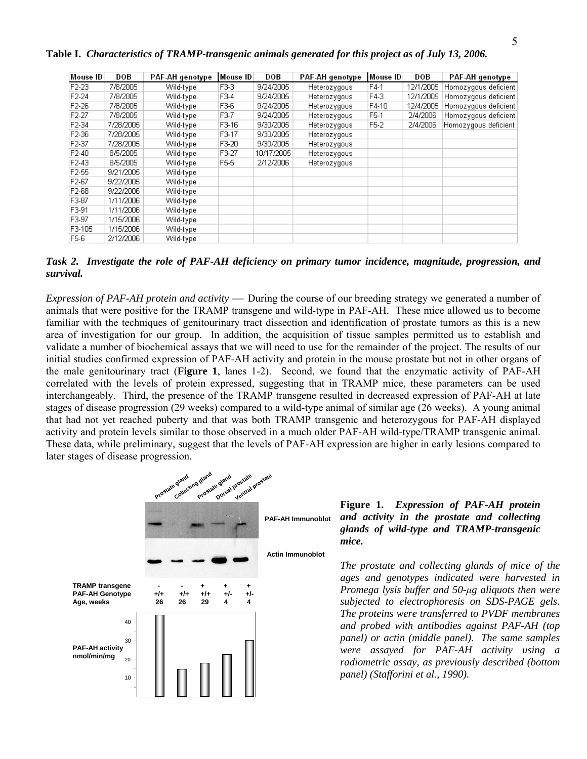**Table I.** ***Characteristics of TRAMP-transgenic animals generated for this project as of July 13, 2006.***

| Mouse ID | DOB | PAF-AH genotype | Mouse ID | DOB | PAF-AH genotype | Mouse ID | DOB | PAF-AH genotype |
|---|---|---|---|---|---|---|---|---|
| F2-23 | 7/8/2005 | Wild-type | F3-3 | 9/24/2005 | Heterozygous | F4-1 | 12/1/2005 | Homozygous deficient |
| F2-24 | 7/8/2005 | Wild-type | F3-4 | 9/24/2005 | Heterozygous | F4-3 | 12/1/2005 | Homozygous deficient |
| F2-26 | 7/8/2005 | Wild-type | F3-6 | 9/24/2005 | Heterozygous | F4-10 | 12/4/2005 | Homozygous deficient |
| F2-27 | 7/8/2005 | Wild-type | F3-7 | 9/24/2005 | Heterozygous | F5-1 | 2/4/2006 | Homozygous deficient |
| F2-34 | 7/28/2005 | Wild-type | F3-16 | 9/30/2005 | Heterozygous | F5-2 | 2/4/2006 | Homozygous deficient |
| F2-36 | 7/28/2005 | Wild-type | F3-17 | 9/30/2005 | Heterozygous | | | |
| F2-37 | 7/28/2005 | Wild-type | F3-20 | 9/30/2005 | Heterozygous | | | |
| F2-40 | 8/5/2005 | Wild-type | F3-27 | 10/17/2005 | Heterozygous | | | |
| F2-43 | 8/5/2005 | Wild-type | F5-5 | 2/12/2006 | Heterozygous | | | |
| F2-55 | 9/21/2005 | Wild-type | | | | | | |
| F2-67 | 9/22/2005 | Wild-type | | | | | | |
| F2-68 | 9/22/2006 | Wild-type | | | | | | |
| F3-87 | 1/11/2006 | Wild-type | | | | | | |
| F3-91 | 1/11/2006 | Wild-type | | | | | | |
| F3-97 | 1/15/2006 | Wild-type | | | | | | |
| F3-105 | 1/15/2006 | Wild-type | | | | | | |
| F5-6 | 2/12/2006 | Wild-type | | | | | | |

***Task 2. Investigate the role of PAF-AH deficiency on primary tumor incidence, magnitude, progression, and survival.***

*Expression of PAF-AH protein and activity* — During the course of our breeding strategy we generated a number of animals that were positive for the TRAMP transgene and wild-type in PAF-AH. These mice allowed us to become familiar with the techniques of genitourinary tract dissection and identification of prostate tumors as this is a new area of investigation for our group. In addition, the acquisition of tissue samples permitted us to establish and validate a number of biochemical assays that we will need to use for the remainder of the project. The results of our initial studies confirmed expression of PAF-AH activity and protein in the mouse prostate but not in other organs of the male genitourinary tract (**Figure 1**, lanes 1-2). Second, we found that the enzymatic activity of PAF-AH correlated with the levels of protein expressed, suggesting that in TRAMP mice, these parameters can be used interchangeably. Third, the presence of the TRAMP transgene resulted in decreased expression of PAF-AH at late stages of disease progression (29 weeks) compared to a wild-type animal of similar age (26 weeks). A young animal that had not yet reached puberty and that was both TRAMP transgenic and heterozygous for PAF-AH displayed activity and protein levels similar to those observed in a much older PAF-AH wild-type/TRAMP transgenic animal. These data, while preliminary, suggest that the levels of PAF-AH expression are higher in early lesions compared to later stages of disease progression.

| | Prostate gland | Collecting gland | Prostate gland | Dorsal prostate | Ventral prostate |
|---|---|---|---|---|---|
| TRAMP transgene | - | - | + | + | + |
| PAF-AH Genotype | +/+ | +/+ | +/+ | +/- | +/- |
| Age, weeks | 26 | 26 | 29 | 4 | 4 |

**Figure 1.** ***Expression of PAF-AH protein and activity in the prostate and collecting glands of wild-type and TRAMP-transgenic mice.***

*The prostate and collecting glands of mice of the ages and genotypes indicated were harvested in Promega lysis buffer and 50-μg aliquots then were subjected to electrophoresis on SDS-PAGE gels. The proteins were transferred to PVDF membranes and probed with antibodies against PAF-AH (top panel) or actin (middle panel). The same samples were assayed for PAF-AH activity using a radiometric assay, as previously described (bottom panel) (Stafforini et al., 1990).*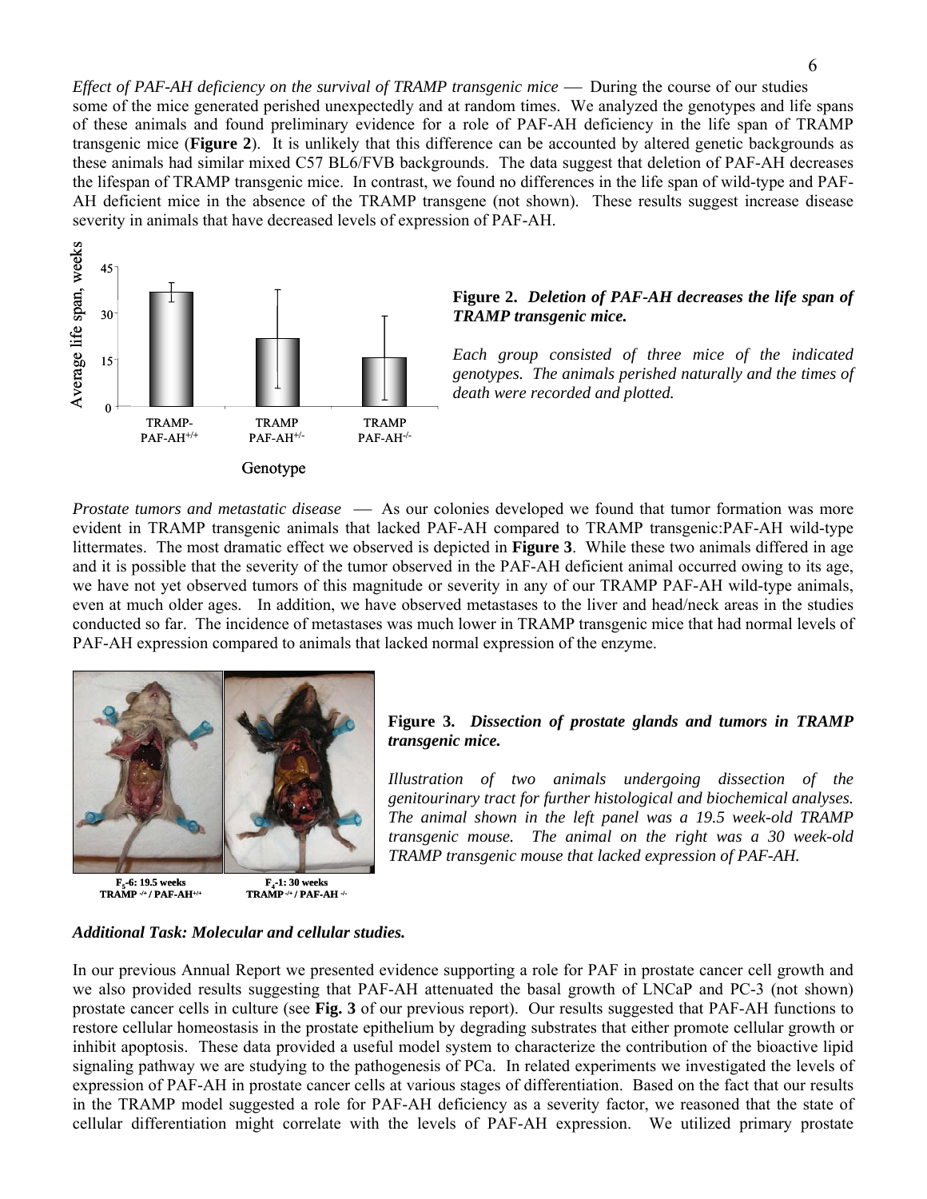*Effect of PAF-AH deficiency on the survival of TRAMP transgenic mice* — During the course of our studies some of the mice generated perished unexpectedly and at random times. We analyzed the genotypes and life spans of these animals and found preliminary evidence for a role of PAF-AH deficiency in the life span of TRAMP transgenic mice (**Figure 2**). It is unlikely that this difference can be accounted by altered genetic backgrounds as these animals had similar mixed C57 BL6/FVB backgrounds. The data suggest that deletion of PAF-AH decreases the lifespan of TRAMP transgenic mice. In contrast, we found no differences in the life span of wild-type and PAF-AH deficient mice in the absence of the TRAMP transgene (not shown). These results suggest increase disease severity in animals that have decreased levels of expression of PAF-AH.

**Figure 2.** ***Deletion of PAF-AH decreases the life span of TRAMP transgenic mice.***

*Each group consisted of three mice of the indicated genotypes. The animals perished naturally and the times of death were recorded and plotted.*

*Prostate tumors and metastatic disease* — As our colonies developed we found that tumor formation was more evident in TRAMP transgenic animals that lacked PAF-AH compared to TRAMP transgenic:PAF-AH wild-type littermates. The most dramatic effect we observed is depicted in **Figure 3**. While these two animals differed in age and it is possible that the severity of the tumor observed in the PAF-AH deficient animal occurred owing to its age, we have not yet observed tumors of this magnitude or severity in any of our TRAMP PAF-AH wild-type animals, even at much older ages. In addition, we have observed metastases to the liver and head/neck areas in the studies conducted so far. The incidence of metastases was much lower in TRAMP transgenic mice that had normal levels of PAF-AH expression compared to animals that lacked normal expression of the enzyme.

$F_5$-6: 19.5 weeks TRAMP $^{-/+}$ / PAF-AH$^{+/+}$

$F_4$-1: 30 weeks TRAMP $^{-/+}$ / PAF-AH $^{-/-}$

**Figure 3.** ***Dissection of prostate glands and tumors in TRAMP transgenic mice.***

*Illustration of two animals undergoing dissection of the genitourinary tract for further histological and biochemical analyses. The animal shown in the left panel was a 19.5 week-old TRAMP transgenic mouse. The animal on the right was a 30 week-old TRAMP transgenic mouse that lacked expression of PAF-AH.*

***Additional Task: Molecular and cellular studies.***

In our previous Annual Report we presented evidence supporting a role for PAF in prostate cancer cell growth and we also provided results suggesting that PAF-AH attenuated the basal growth of LNCaP and PC-3 (not shown) prostate cancer cells in culture (see **Fig. 3** of our previous report). Our results suggested that PAF-AH functions to restore cellular homeostasis in the prostate epithelium by degrading substrates that either promote cellular growth or inhibit apoptosis. These data provided a useful model system to characterize the contribution of the bioactive lipid signaling pathway we are studying to the pathogenesis of PCa. In related experiments we investigated the levels of expression of PAF-AH in prostate cancer cells at various stages of differentiation. Based on the fact that our results in the TRAMP model suggested a role for PAF-AH deficiency as a severity factor, we reasoned that the state of cellular differentiation might correlate with the levels of PAF-AH expression. We utilized primary prostate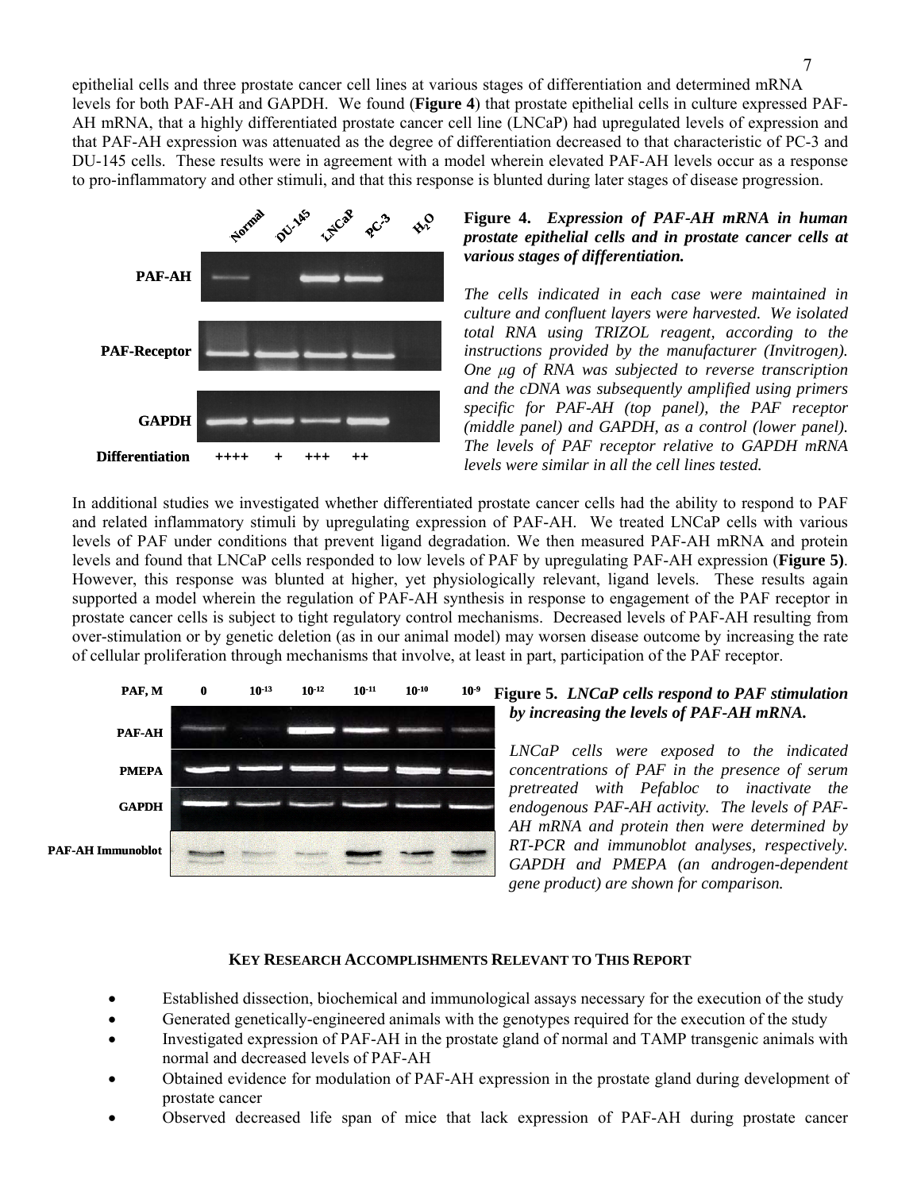epithelial cells and three prostate cancer cell lines at various stages of differentiation and determined mRNA levels for both PAF-AH and GAPDH. We found (**Figure 4**) that prostate epithelial cells in culture expressed PAF-AH mRNA, that a highly differentiated prostate cancer cell line (LNCaP) had upregulated levels of expression and that PAF-AH expression was attenuated as the degree of differentiation decreased to that characteristic of PC-3 and DU-145 cells. These results were in agreement with a model wherein elevated PAF-AH levels occur as a response to pro-inflammatory and other stimuli, and that this response is blunted during later stages of disease progression.

**Figure 4.** ***Expression of PAF-AH mRNA in human prostate epithelial cells and in prostate cancer cells at various stages of differentiation.***

*The cells indicated in each case were maintained in culture and confluent layers were harvested. We isolated total RNA using TRIZOL reagent, according to the instructions provided by the manufacturer (Invitrogen). One μg of RNA was subjected to reverse transcription and the cDNA was subsequently amplified using primers specific for PAF-AH (top panel), the PAF receptor (middle panel) and GAPDH, as a control (lower panel). The levels of PAF receptor relative to GAPDH mRNA levels were similar in all the cell lines tested.*

In additional studies we investigated whether differentiated prostate cancer cells had the ability to respond to PAF and related inflammatory stimuli by upregulating expression of PAF-AH. We treated LNCaP cells with various levels of PAF under conditions that prevent ligand degradation. We then measured PAF-AH mRNA and protein levels and found that LNCaP cells responded to low levels of PAF by upregulating PAF-AH expression (**Figure 5)**. However, this response was blunted at higher, yet physiologically relevant, ligand levels. These results again supported a model wherein the regulation of PAF-AH synthesis in response to engagement of the PAF receptor in prostate cancer cells is subject to tight regulatory control mechanisms. Decreased levels of PAF-AH resulting from over-stimulation or by genetic deletion (as in our animal model) may worsen disease outcome by increasing the rate of cellular proliferation through mechanisms that involve, at least in part, participation of the PAF receptor.

**Figure 5.** ***LNCaP cells respond to PAF stimulation by increasing the levels of PAF-AH mRNA.***

*LNCaP cells were exposed to the indicated concentrations of PAF in the presence of serum pretreated with Pefabloc to inactivate the endogenous PAF-AH activity. The levels of PAF-AH mRNA and protein then were determined by RT-PCR and immunoblot analyses, respectively. GAPDH and PMEPA (an androgen-dependent gene product) are shown for comparison.*

### KEY RESEARCH ACCOMPLISHMENTS RELEVANT TO THIS REPORT

- Established dissection, biochemical and immunological assays necessary for the execution of the study
- Generated genetically-engineered animals with the genotypes required for the execution of the study
- Investigated expression of PAF-AH in the prostate gland of normal and TAMP transgenic animals with normal and decreased levels of PAF-AH
- Obtained evidence for modulation of PAF-AH expression in the prostate gland during development of prostate cancer
- Observed decreased life span of mice that lack expression of PAF-AH during prostate cancer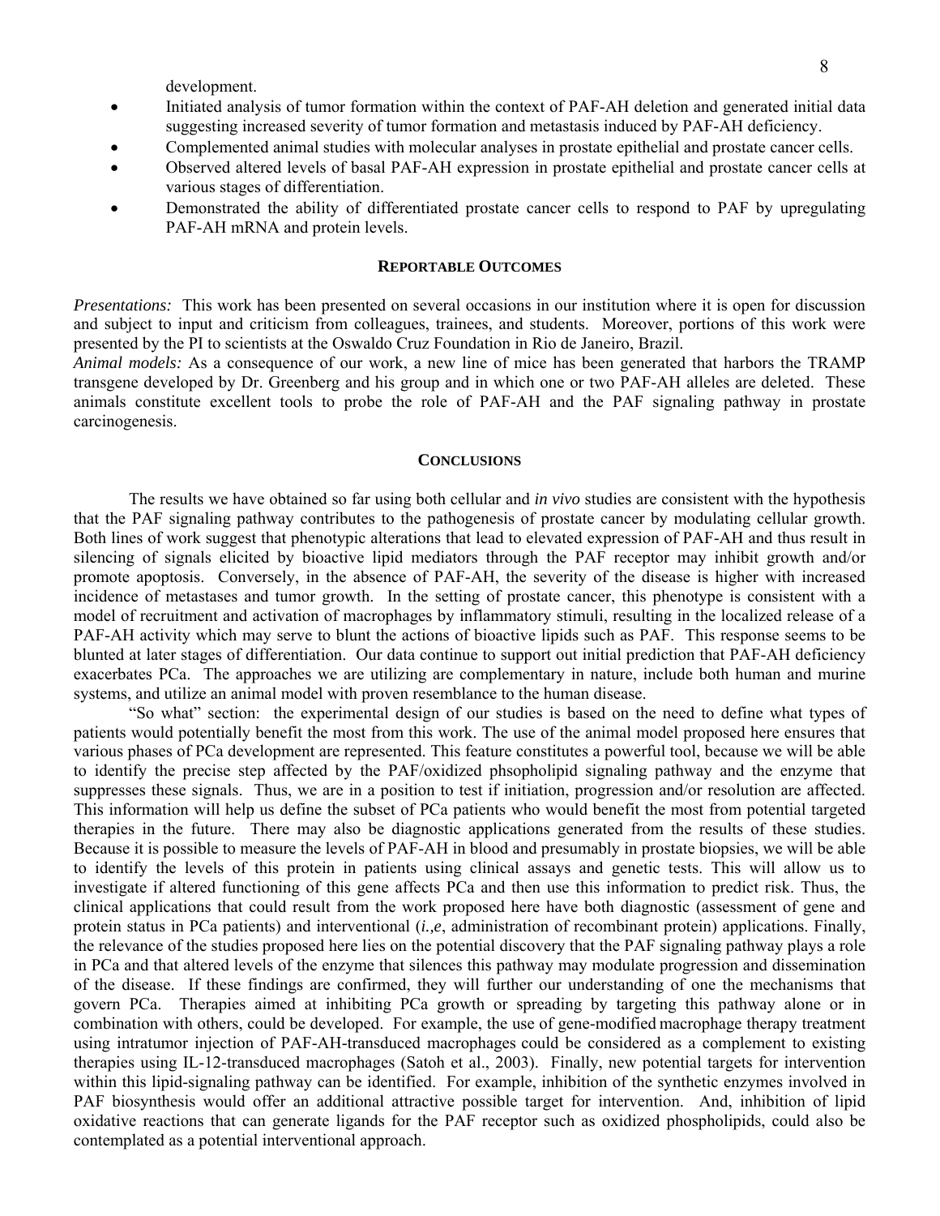development.

- Initiated analysis of tumor formation within the context of PAF-AH deletion and generated initial data suggesting increased severity of tumor formation and metastasis induced by PAF-AH deficiency.
- Complemented animal studies with molecular analyses in prostate epithelial and prostate cancer cells.
- Observed altered levels of basal PAF-AH expression in prostate epithelial and prostate cancer cells at various stages of differentiation.
- Demonstrated the ability of differentiated prostate cancer cells to respond to PAF by upregulating PAF-AH mRNA and protein levels.

## REPORTABLE OUTCOMES

*Presentations:* This work has been presented on several occasions in our institution where it is open for discussion and subject to input and criticism from colleagues, trainees, and students. Moreover, portions of this work were presented by the PI to scientists at the Oswaldo Cruz Foundation in Rio de Janeiro, Brazil.

*Animal models:* As a consequence of our work, a new line of mice has been generated that harbors the TRAMP transgene developed by Dr. Greenberg and his group and in which one or two PAF-AH alleles are deleted. These animals constitute excellent tools to probe the role of PAF-AH and the PAF signaling pathway in prostate carcinogenesis.

## CONCLUSIONS

The results we have obtained so far using both cellular and *in vivo* studies are consistent with the hypothesis that the PAF signaling pathway contributes to the pathogenesis of prostate cancer by modulating cellular growth. Both lines of work suggest that phenotypic alterations that lead to elevated expression of PAF-AH and thus result in silencing of signals elicited by bioactive lipid mediators through the PAF receptor may inhibit growth and/or promote apoptosis. Conversely, in the absence of PAF-AH, the severity of the disease is higher with increased incidence of metastases and tumor growth. In the setting of prostate cancer, this phenotype is consistent with a model of recruitment and activation of macrophages by inflammatory stimuli, resulting in the localized release of a PAF-AH activity which may serve to blunt the actions of bioactive lipids such as PAF. This response seems to be blunted at later stages of differentiation. Our data continue to support out initial prediction that PAF-AH deficiency exacerbates PCa. The approaches we are utilizing are complementary in nature, include both human and murine systems, and utilize an animal model with proven resemblance to the human disease.

"So what" section: the experimental design of our studies is based on the need to define what types of patients would potentially benefit the most from this work. The use of the animal model proposed here ensures that various phases of PCa development are represented. This feature constitutes a powerful tool, because we will be able to identify the precise step affected by the PAF/oxidized phsopholipid signaling pathway and the enzyme that suppresses these signals. Thus, we are in a position to test if initiation, progression and/or resolution are affected. This information will help us define the subset of PCa patients who would benefit the most from potential targeted therapies in the future. There may also be diagnostic applications generated from the results of these studies. Because it is possible to measure the levels of PAF-AH in blood and presumably in prostate biopsies, we will be able to identify the levels of this protein in patients using clinical assays and genetic tests. This will allow us to investigate if altered functioning of this gene affects PCa and then use this information to predict risk. Thus, the clinical applications that could result from the work proposed here have both diagnostic (assessment of gene and protein status in PCa patients) and interventional (*i.,e*, administration of recombinant protein) applications. Finally, the relevance of the studies proposed here lies on the potential discovery that the PAF signaling pathway plays a role in PCa and that altered levels of the enzyme that silences this pathway may modulate progression and dissemination of the disease. If these findings are confirmed, they will further our understanding of one the mechanisms that govern PCa. Therapies aimed at inhibiting PCa growth or spreading by targeting this pathway alone or in combination with others, could be developed. For example, the use of gene-modified macrophage therapy treatment using intratumor injection of PAF-AH-transduced macrophages could be considered as a complement to existing therapies using IL-12-transduced macrophages (Satoh et al., 2003). Finally, new potential targets for intervention within this lipid-signaling pathway can be identified. For example, inhibition of the synthetic enzymes involved in PAF biosynthesis would offer an additional attractive possible target for intervention. And, inhibition of lipid oxidative reactions that can generate ligands for the PAF receptor such as oxidized phospholipids, could also be contemplated as a potential interventional approach.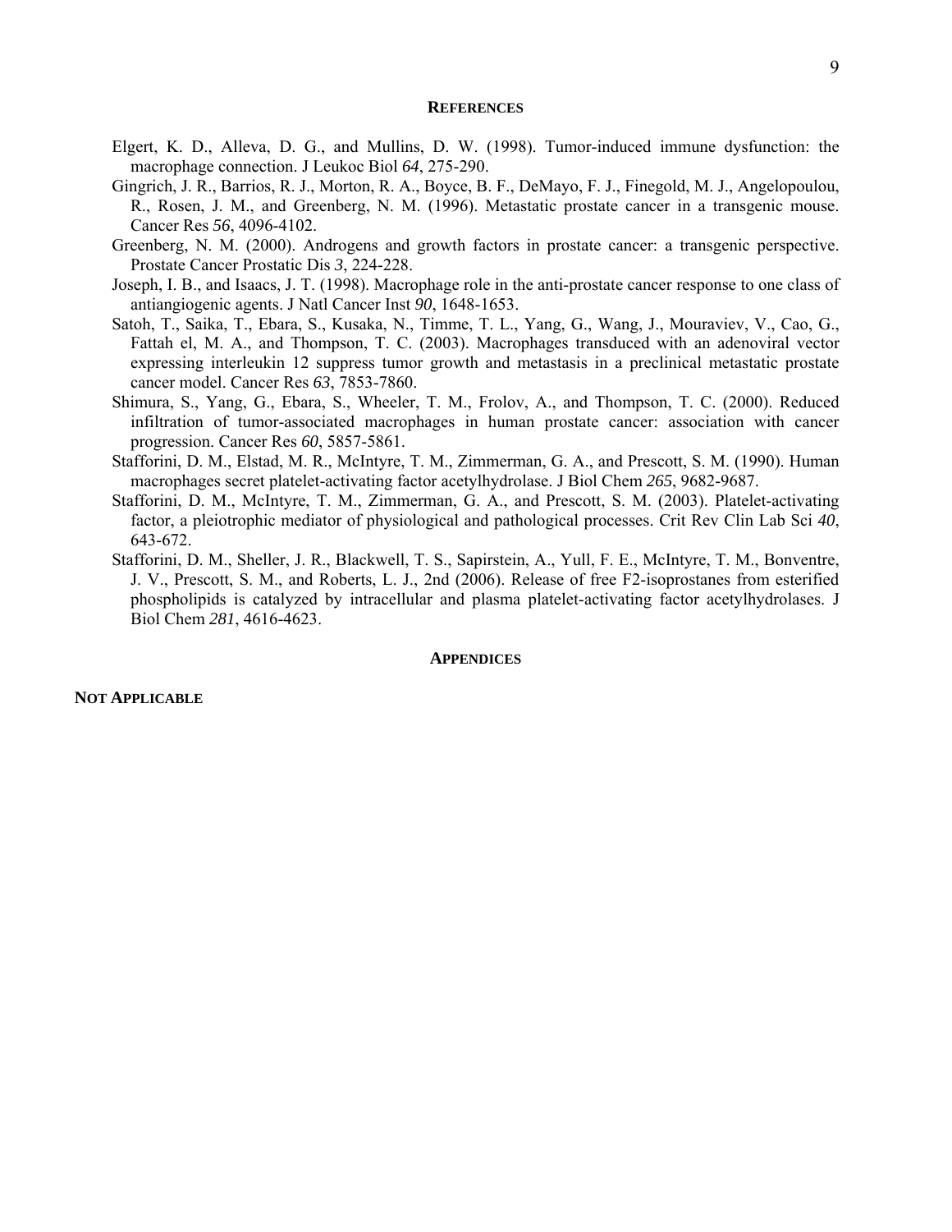## REFERENCES

Elgert, K. D., Alleva, D. G., and Mullins, D. W. (1998). Tumor-induced immune dysfunction: the macrophage connection. J Leukoc Biol *64*, 275-290.

Gingrich, J. R., Barrios, R. J., Morton, R. A., Boyce, B. F., DeMayo, F. J., Finegold, M. J., Angelopoulou, R., Rosen, J. M., and Greenberg, N. M. (1996). Metastatic prostate cancer in a transgenic mouse. Cancer Res *56*, 4096-4102.

Greenberg, N. M. (2000). Androgens and growth factors in prostate cancer: a transgenic perspective. Prostate Cancer Prostatic Dis *3*, 224-228.

Joseph, I. B., and Isaacs, J. T. (1998). Macrophage role in the anti-prostate cancer response to one class of antiangiogenic agents. J Natl Cancer Inst *90*, 1648-1653.

Satoh, T., Saika, T., Ebara, S., Kusaka, N., Timme, T. L., Yang, G., Wang, J., Mouraviev, V., Cao, G., Fattah el, M. A., and Thompson, T. C. (2003). Macrophages transduced with an adenoviral vector expressing interleukin 12 suppress tumor growth and metastasis in a preclinical metastatic prostate cancer model. Cancer Res *63*, 7853-7860.

Shimura, S., Yang, G., Ebara, S., Wheeler, T. M., Frolov, A., and Thompson, T. C. (2000). Reduced infiltration of tumor-associated macrophages in human prostate cancer: association with cancer progression. Cancer Res *60*, 5857-5861.

Stafforini, D. M., Elstad, M. R., McIntyre, T. M., Zimmerman, G. A., and Prescott, S. M. (1990). Human macrophages secret platelet-activating factor acetylhydrolase. J Biol Chem *265*, 9682-9687.

Stafforini, D. M., McIntyre, T. M., Zimmerman, G. A., and Prescott, S. M. (2003). Platelet-activating factor, a pleiotrophic mediator of physiological and pathological processes. Crit Rev Clin Lab Sci *40*, 643-672.

Stafforini, D. M., Sheller, J. R., Blackwell, T. S., Sapirstein, A., Yull, F. E., McIntyre, T. M., Bonventre, J. V., Prescott, S. M., and Roberts, L. J., 2nd (2006). Release of free F2-isoprostanes from esterified phospholipids is catalyzed by intracellular and plasma platelet-activating factor acetylhydrolases. J Biol Chem *281*, 4616-4623.

## APPENDICES

**NOT APPLICABLE**